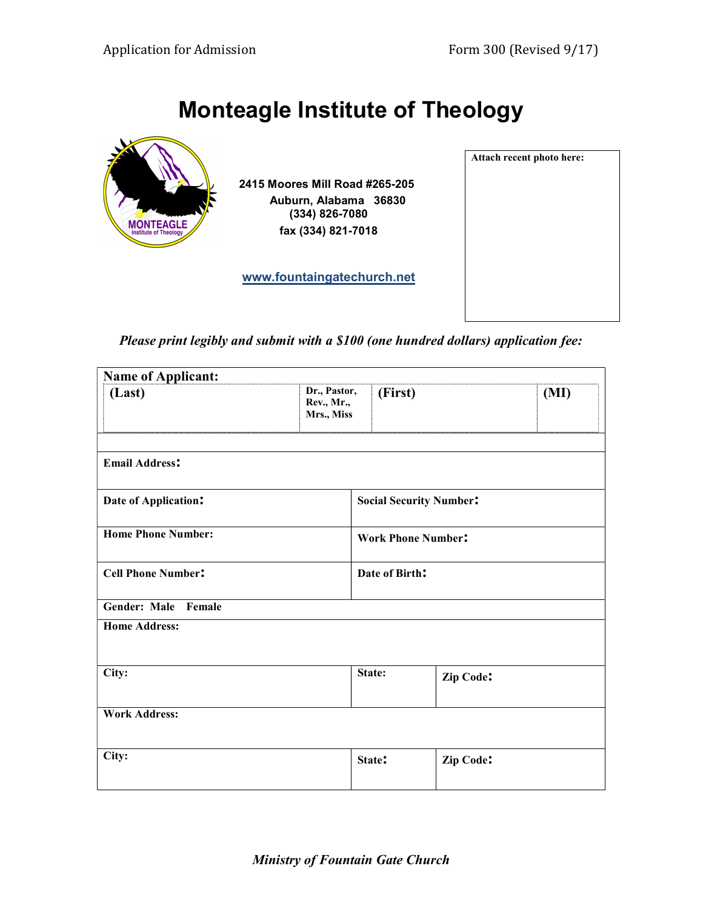# Monteagle Institute of Theology

2415 Moores Mill Road #265-205
Auburn, Alabama 36830
(334) 826-7080
fax (334) 821-7018

www.fountaingatechurch.net

Attach recent photo here:

*Please print legibly and submit with a $100 (one hundred dollars) application fee:*

| **Name of Applicant:** | | | | |
|---|---|---|---|---|
| **(Last)** | **Dr., Pastor, Rev., Mr., Mrs., Miss** | **(First)** | | **(MI)** |
| | | | | |
| **Email Address:** | | | | |
| **Date of Application:** | | **Social Security Number:** | | |
| **Home Phone Number:** | | **Work Phone Number:** | | |
| **Cell Phone Number:** | | **Date of Birth:** | | |
| **Gender: Male Female** | | | | |
| **Home Address:** | | | | |
| **City:** | | **State:** | **Zip Code:** | |
| **Work Address:** | | | | |
| **City:** | | **State:** | **Zip Code:** | |

*Ministry of Fountain Gate Church*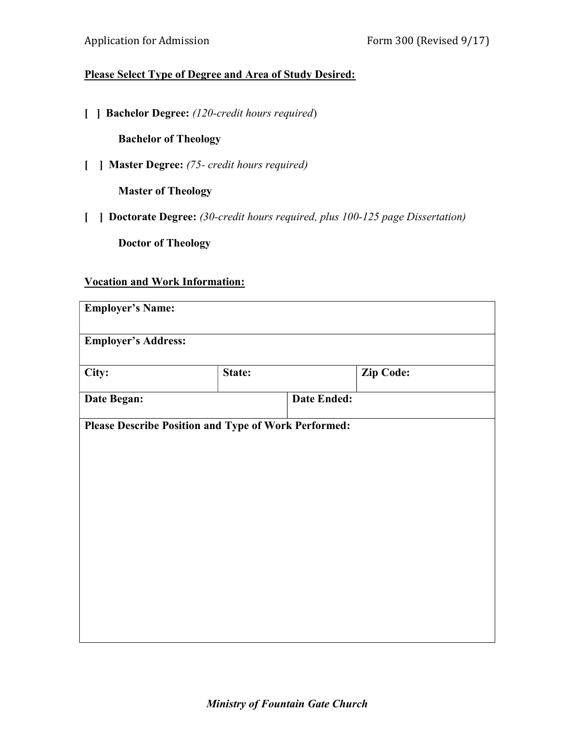**Please Select Type of Degree and Area of Study Desired:**

[ ] **Bachelor Degree:** *(120-credit hours required)*

**Bachelor of Theology**

[ ] **Master Degree:** *(75- credit hours required)*

**Master of Theology**

[ ] **Doctorate Degree:** *(30-credit hours required, plus 100-125 page Dissertation)*

**Doctor of Theology**

**Vocation and Work Information:**

| **Employer's Name:** | | | |
|---|---|---|---|
| **Employer's Address:** | | | |
| **City:** | **State:** | | **Zip Code:** |
| **Date Began:** | | **Date Ended:** | |
| **Please Describe Position and Type of Work Performed:** | | | |

***Ministry of Fountain Gate Church***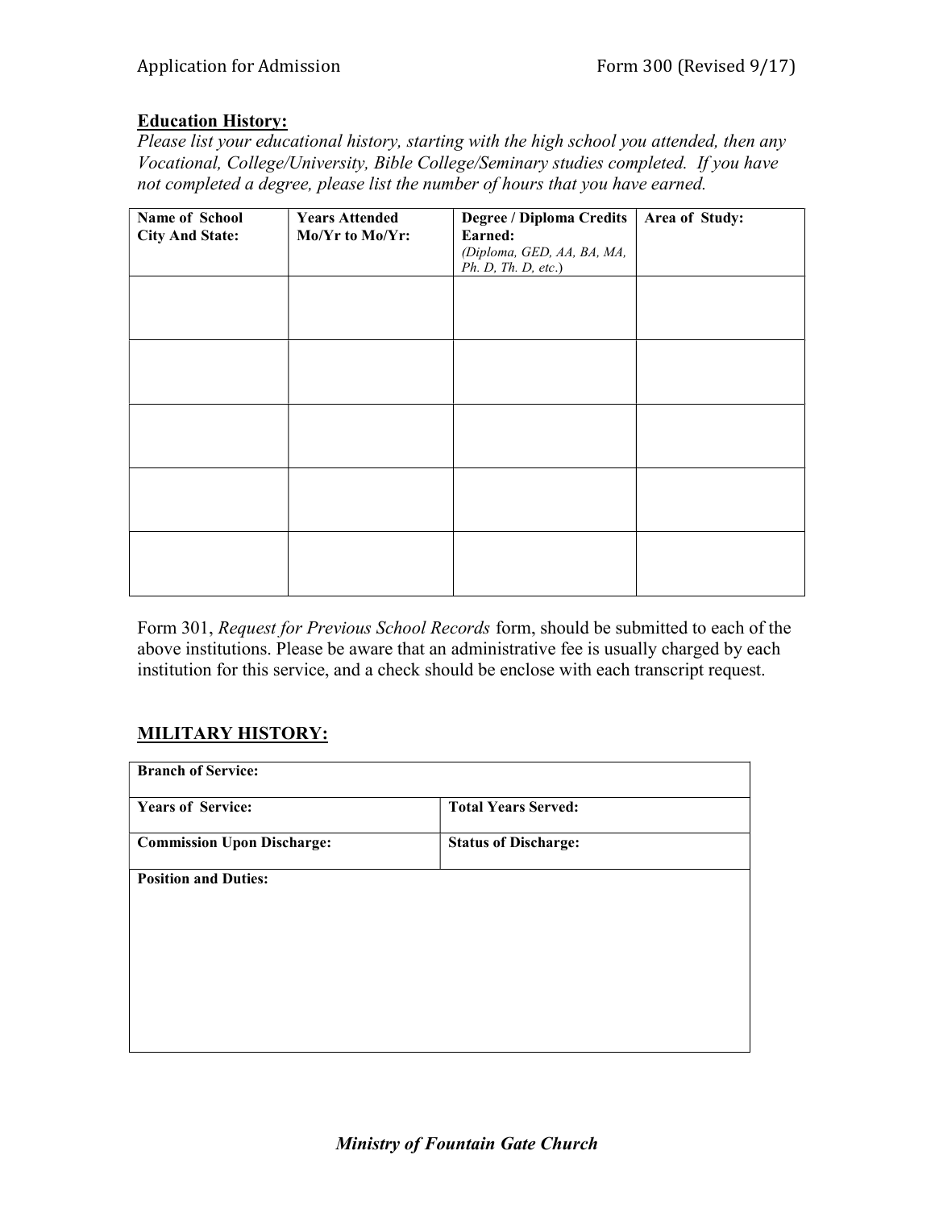**Education History:**

*Please list your educational history, starting with the high school you attended, then any Vocational, College/University, Bible College/Seminary studies completed. If you have not completed a degree, please list the number of hours that you have earned.*

| Name of School City And State: | Years Attended Mo/Yr to Mo/Yr: | Degree / Diploma Credits Earned: *(Diploma, GED, AA, BA, MA, Ph. D, Th. D, etc.)* | Area of Study: |
|---|---|---|---|
| | | | |
| | | | |
| | | | |
| | | | |
| | | | |

Form 301, *Request for Previous School Records* form, should be submitted to each of the above institutions. Please be aware that an administrative fee is usually charged by each institution for this service, and a check should be enclose with each transcript request.

**MILITARY HISTORY:**

| **Branch of Service:** | |
|---|---|
| **Years of Service:** | **Total Years Served:** |
| **Commission Upon Discharge:** | **Status of Discharge:** |
| **Position and Duties:** | |

***Ministry of Fountain Gate Church***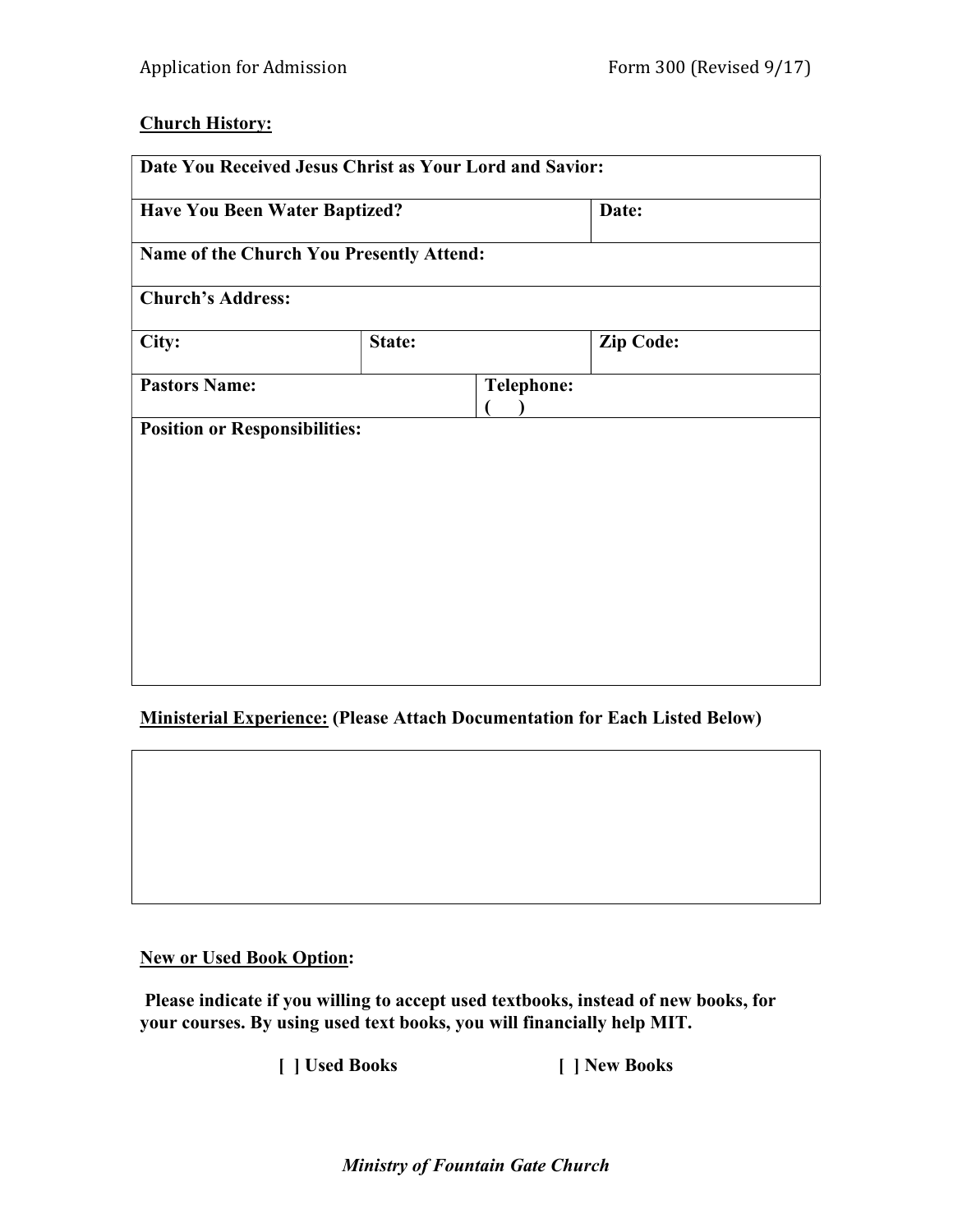**Church History:**

| Date You Received Jesus Christ as Your Lord and Savior: | | | |
|---|---|---|---|
| **Have You Been Water Baptized?** | | | **Date:** |
| **Name of the Church You Presently Attend:** | | | |
| **Church's Address:** | | | |
| **City:** | **State:** | | **Zip Code:** |
| **Pastors Name:** | | **Telephone:** ( ) | |
| **Position or Responsibilities:** | | | |

**Ministerial Experience:** **(Please Attach Documentation for Each Listed Below)**

| |
|---|
| |

**New or Used Book Option:**

**Please indicate if you willing to accept used textbooks, instead of new books, for your courses. By using used text books, you will financially help MIT.**

**[ ] Used Books** **[ ] New Books**

***Ministry of Fountain Gate Church***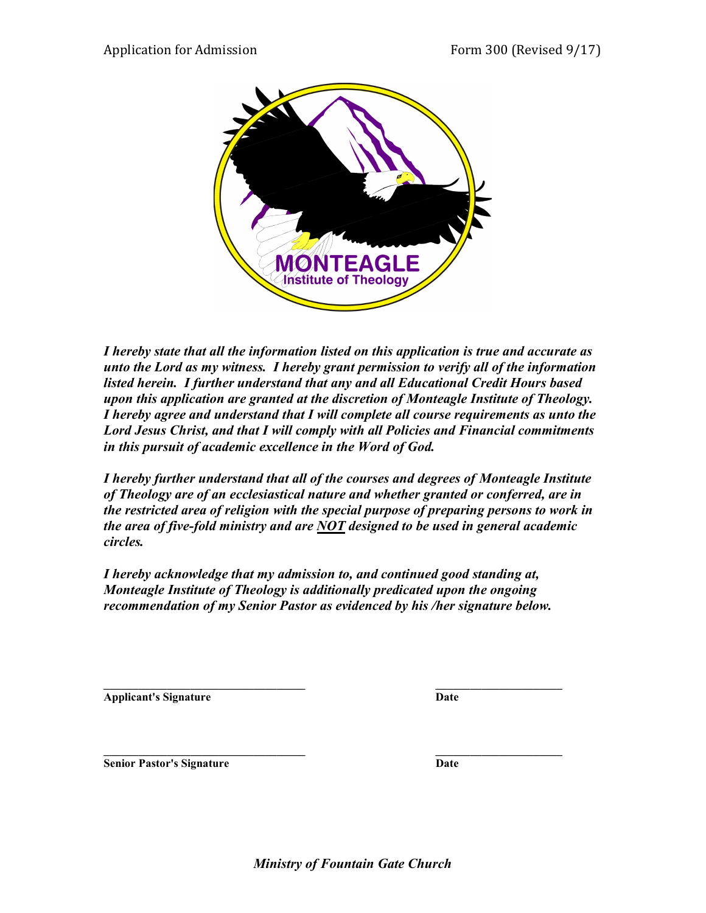MONTEAGLE
Institute of Theology

***I hereby state that all the information listed on this application is true and accurate as unto the Lord as my witness. I hereby grant permission to verify all of the information listed herein. I further understand that any and all Educational Credit Hours based upon this application are granted at the discretion of Monteagle Institute of Theology. I hereby agree and understand that I will complete all course requirements as unto the Lord Jesus Christ, and that I will comply with all Policies and Financial commitments in this pursuit of academic excellence in the Word of God.***

***I hereby further understand that all of the courses and degrees of Monteagle Institute of Theology are of an ecclesiastical nature and whether granted or conferred, are in the restricted area of religion with the special purpose of preparing persons to work in the area of five-fold ministry and are <u>NOT</u> designed to be used in general academic circles.***

***I hereby acknowledge that my admission to, and continued good standing at, Monteagle Institute of Theology is additionally predicated upon the ongoing recommendation of my Senior Pastor as evidenced by his /her signature below.***

**Applicant's Signature** \_\_\_\_\_\_\_\_\_\_\_\_\_\_\_\_\_\_\_\_\_\_\_\_\_\_\_\_ **Date** \_\_\_\_\_\_\_\_\_\_\_\_\_\_\_\_

**Senior Pastor's Signature** \_\_\_\_\_\_\_\_\_\_\_\_\_\_\_\_\_\_\_\_\_\_\_\_\_\_\_\_ **Date** \_\_\_\_\_\_\_\_\_\_\_\_\_\_\_\_

*Ministry of Fountain Gate Church*